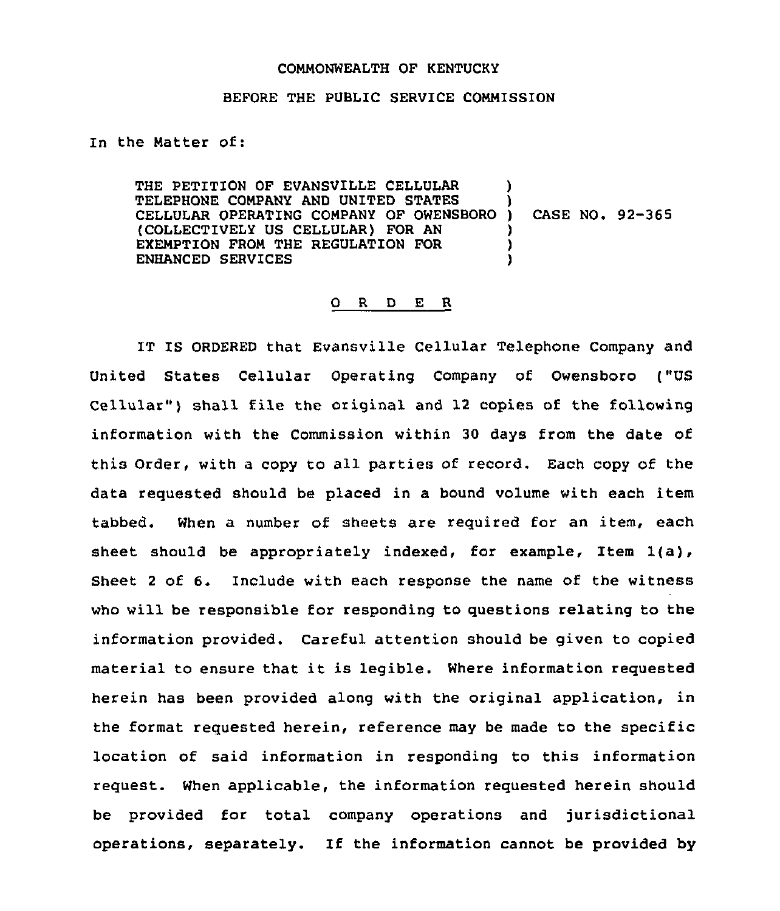COMMONWEALTH OF KENTUCKY

BEFORE THE PUBLIC SERVICE COMMISSION

In the Matter of:

THE PETITION OF EVANSVILLE CELLULAR TELEPHONE COMPANY AND UNITED STATES CELLULAR OPERATING COMPANY OF OWENSBORO (COLLECTIVELY US CELLULAR) FOR AN EXEMPTION FROM THE REGULATION FOR ENHANCED SERVICES ) CASE NO. 92-365

O R D E R

IT IS ORDERED that Evansville Cellular Telephone Company and United States Cellular Operating Company of Owensboro ("US Cellular") shall file the original and 12 copies of the following information with the Commission within 30 days from the date of this Order, with a copy to all parties of record. Each copy of the data requested should be placed in a bound volume with each item tabbed. When a number of sheets are required for an item, each sheet should be appropriately indexed, for example, Item 1(a), Sheet 2 of 6. Include with each response the name of the witness who will be responsible for responding to questions relating to the information provided. Careful attention should be given to copied material to ensure that it is legible. Where information requested herein has been provided along with the original application, in the format requested herein, reference may be made to the specific location of said information in responding to this information request. When applicable, the information requested herein should be provided for total company operations and jurisdictional operations, separately. If the information cannot be provided by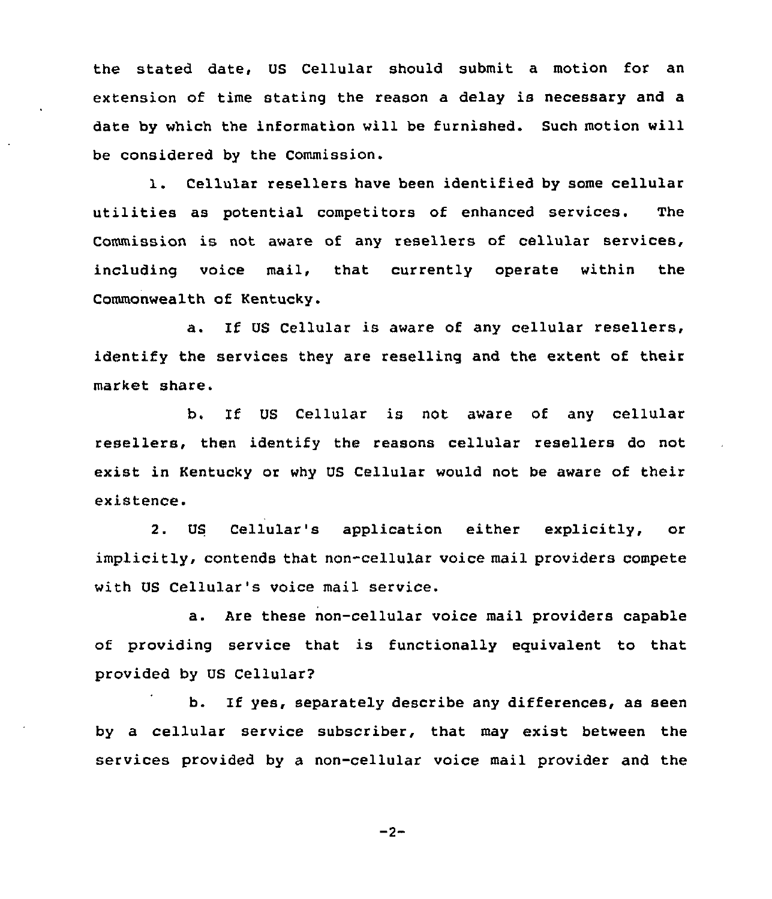the stated date, US Cellular should submit a motion for an extension of time stating the reason a delay is necessary and a date by which the information will be furnished. Such motion will be considered by the Commission.

1. Cellular resellers have been identified by some cellular utilities as potential competitors of enhanced services. The Commission is not aware of any resellers of cellular services, including voice mail, that currently operate within the Commonwealth of Kentucky.

   a. If US Cellular is aware of any cellular resellers, identify the services they are reselling and the extent of their market share.

   b. If US Cellular is not aware of any cellular resellers, then identify the reasons cellular resellers do not exist in Kentucky or why US Cellular would not be aware of their existence.

2. US Cellular's application either explicitly, or implicitly, contends that non-cellular voice mail providers compete with US Cellular's voice mail service.

   a. Are these non-cellular voice mail providers capable of providing service that is functionally equivalent to that provided by US Cellular?

   b. If yes, separately describe any differences, as seen by a cellular service subscriber, that may exist between the services provided by a non-cellular voice mail provider and the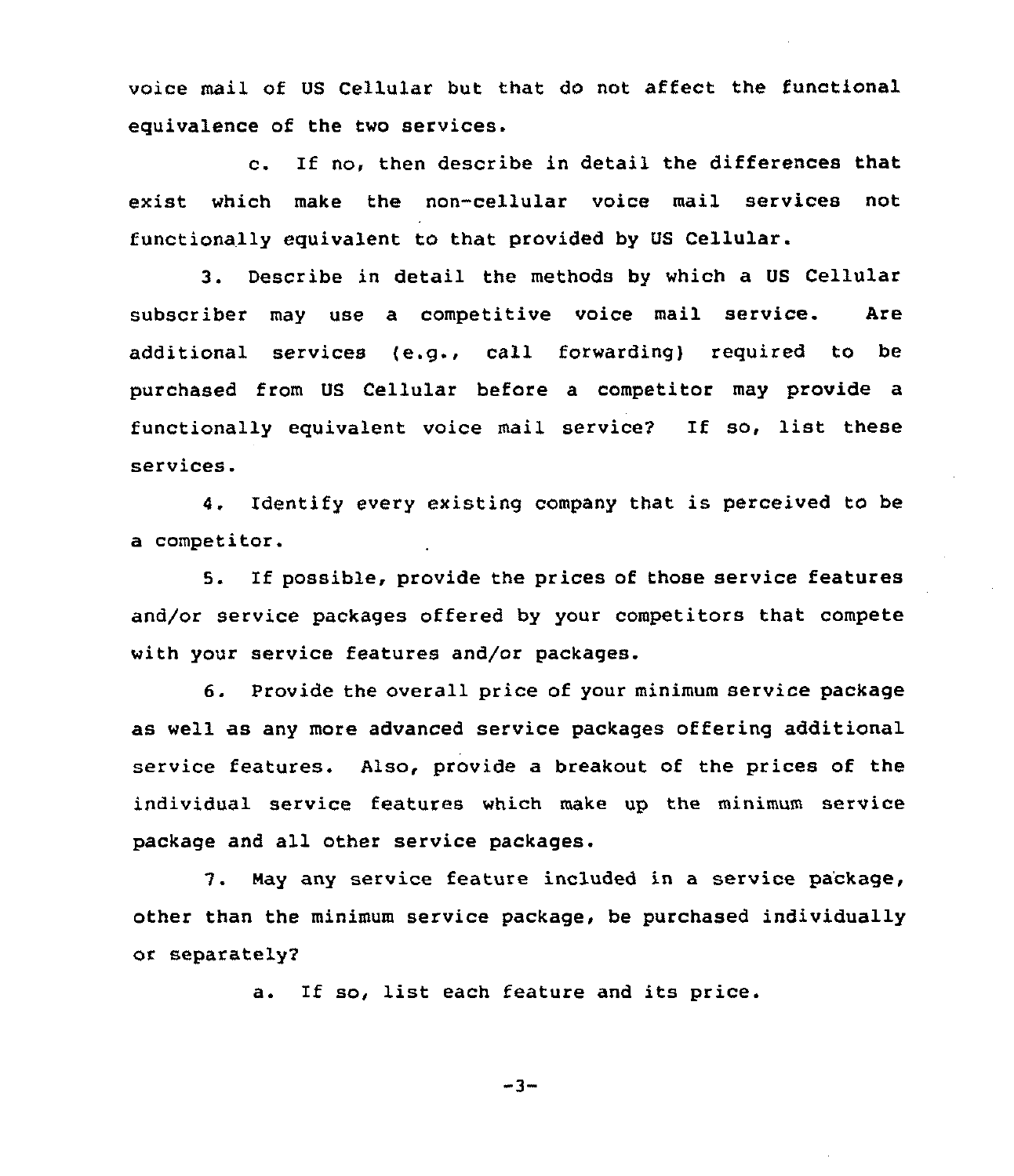voice mail of US Cellular but that do not affect the functional equivalence of the two services.

c. If no, then describe in detail the differences that exist which make the non-cellular voice mail services not functionally equivalent to that provided by US Cellular.

3. Describe in detail the methods by which a US Cellular subscriber may use a competitive voice mail service. Are additional services (e.g., call forwarding) required to be purchased from US Cellular before a competitor may provide a functionally equivalent voice mail service? If so, list these services.

4. Identify every existing company that is perceived to be a competitor.

5. If possible, provide the prices of those service features and/or service packages offered by your competitors that compete with your service features and/or packages.

6. Provide the overall price of your minimum service package as well as any more advanced service packages offering additional service features. Also, provide a breakout of the prices of the individual service features which make up the minimum service package and all other service packages.

7. May any service feature included in a service package, other than the minimum service package, be purchased individually or separately?

a. If so, list each feature and its price.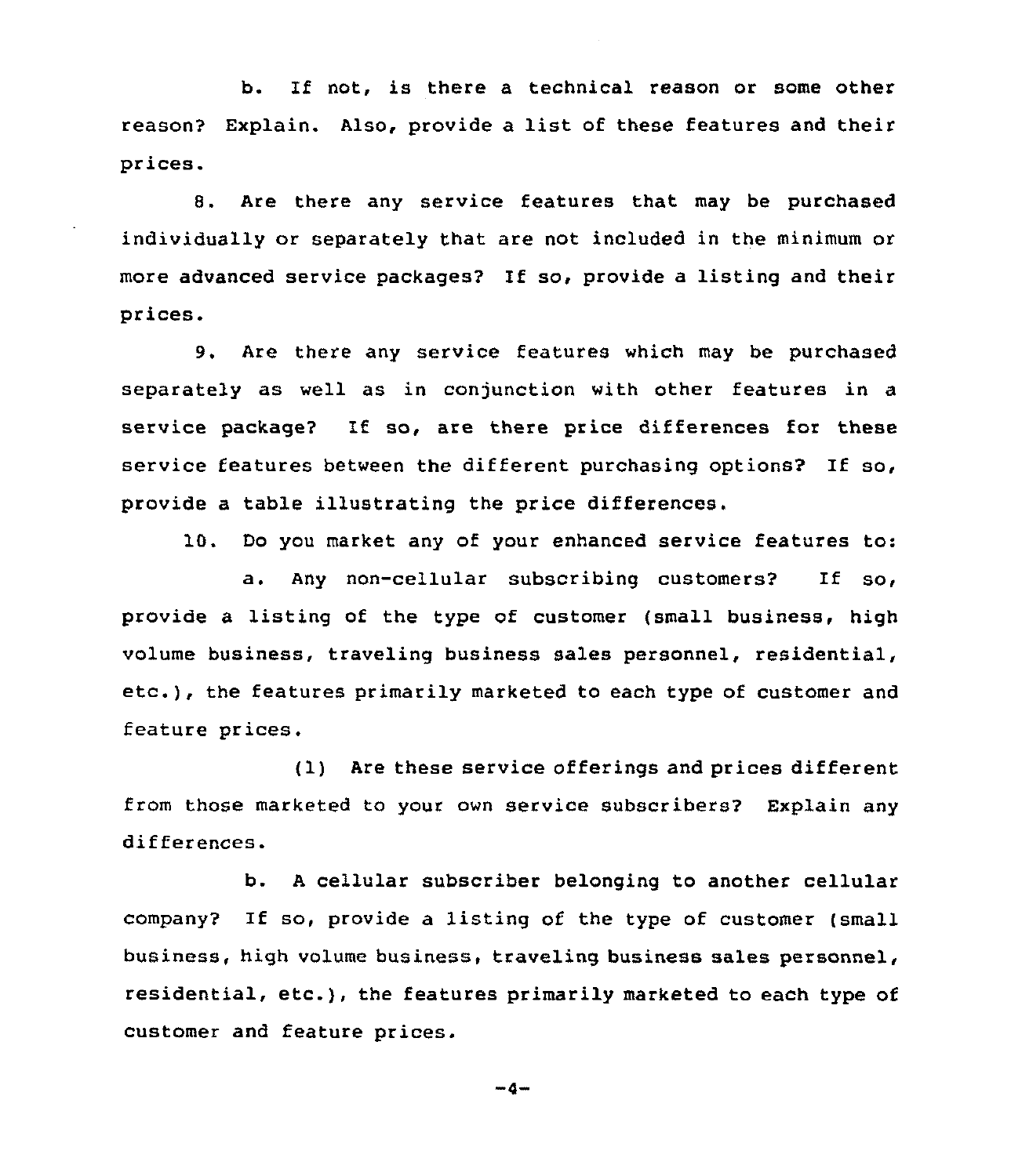b. If not, is there a technical reason or some other reason? Explain. Also, provide a list of these features and their prices.

8. Are there any service features that may be purchased individually or separately that are not included in the minimum or more advanced service packages? If so, provide a listing and their prices.

9. Are there any service features which may be purchased separately as well as in conjunction with other features in a service package? If so, are there price differences for these service features between the different purchasing options? If so, provide a table illustrating the price differences.

10. Do you market any of your enhanced service features to:

a. Any non-cellular subscribing customers? If so, provide a listing of the type of customer (small business, high volume business, traveling business sales personnel, residential, etc.), the features primarily marketed to each type of customer and feature prices.

(1) Are these service offerings and prices different from those marketed to your own service subscribers? Explain any differences.

b. A cellular subscriber belonging to another cellular company? If so, provide a listing of the type of customer (small business, high volume business, traveling business sales personnel, residential, etc.), the features primarily marketed to each type of customer and feature prices.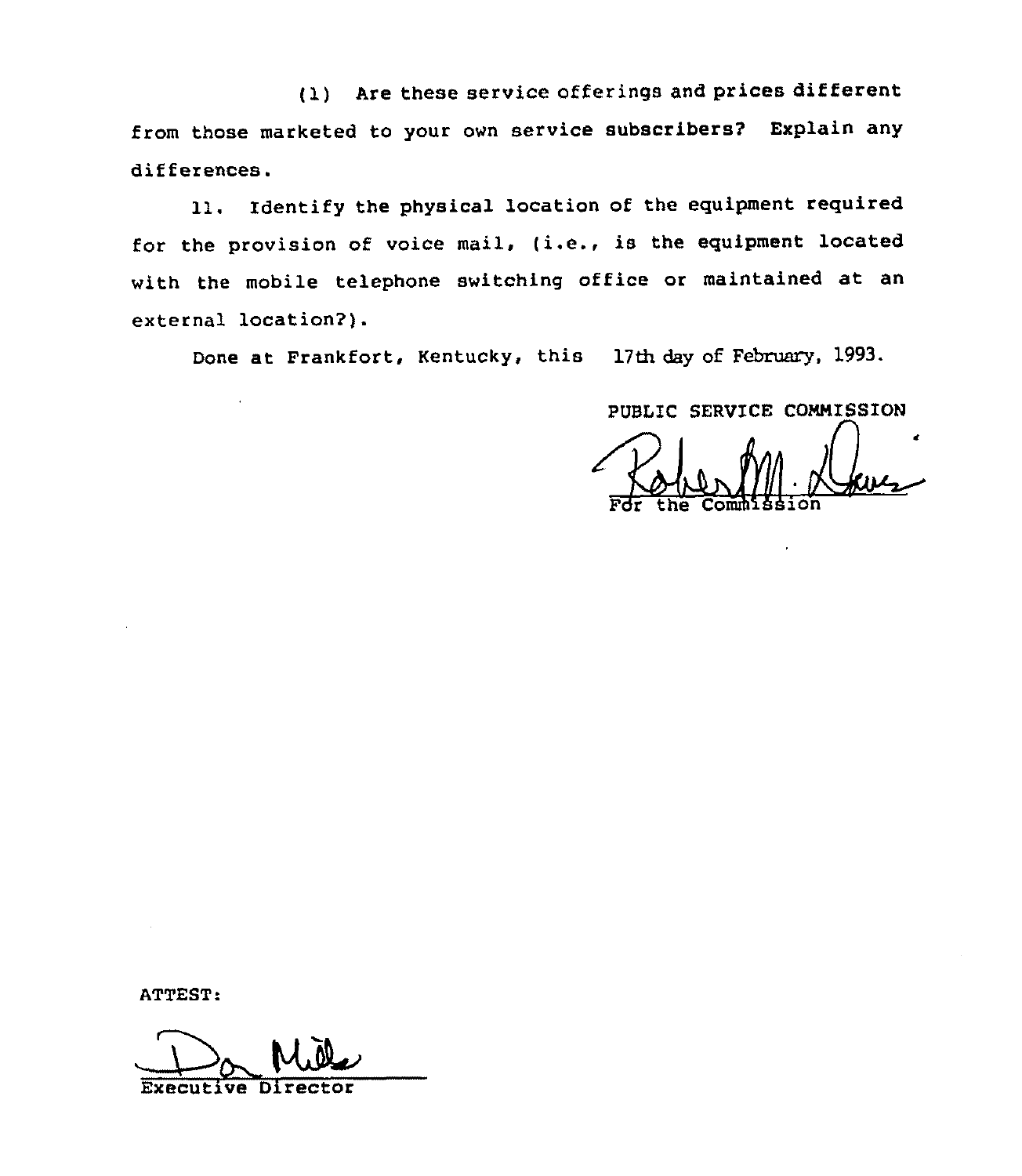(l) Are these service offerings and prices different from those marketed to your own service subscribers? Explain any differences.

11. Identify the physical location of the equipment required for the provision of voice mail, (i.e., is the equipment located with the mobile telephone switching office or maintained at an external location?).

Done at Frankfort, Kentucky, this 17th day of February, 1993.

PUBLIC SERVICE COMMISSION

For the Commission

ATTEST:

Executive Director